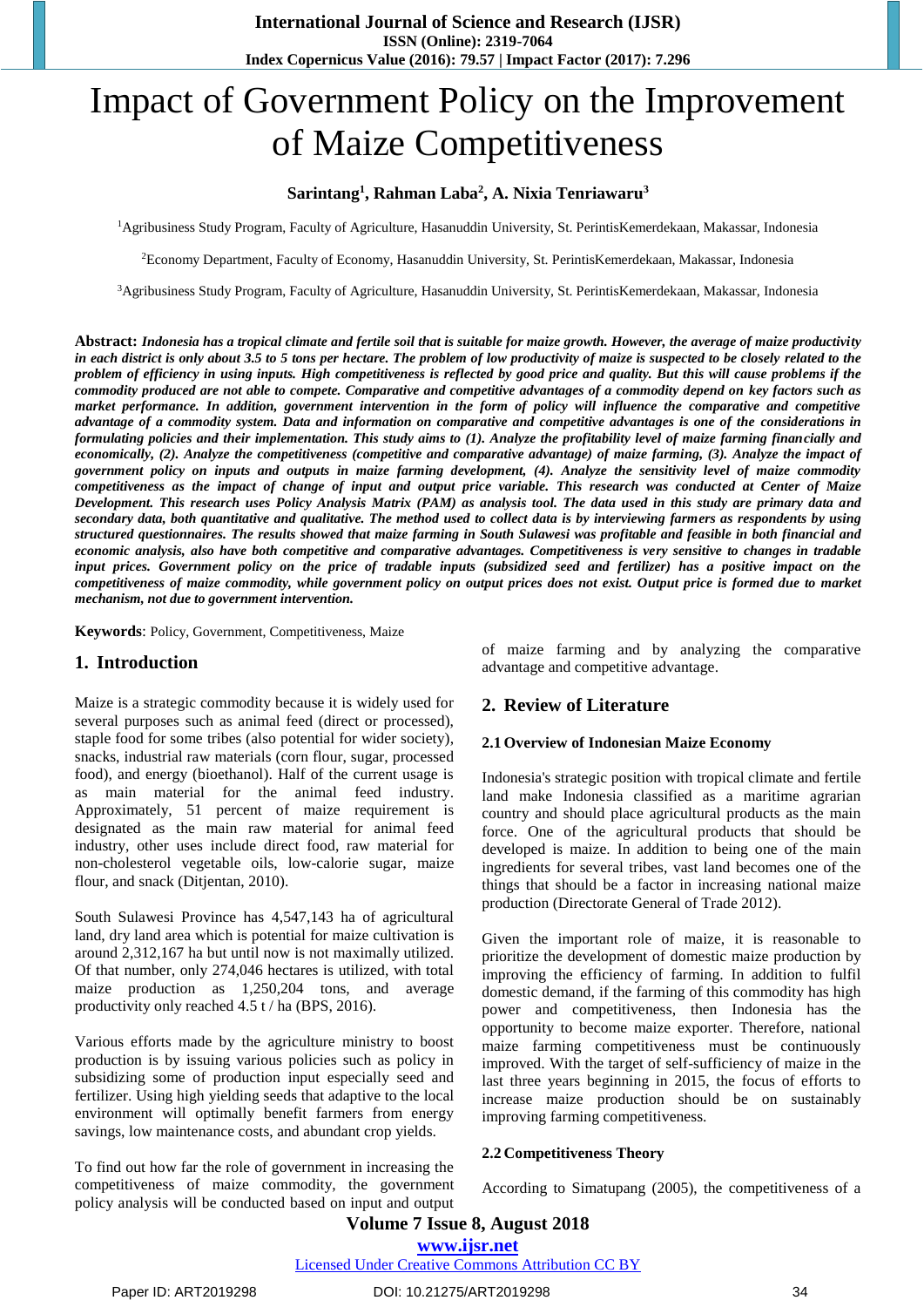# Impact of Government Policy on the Improvement of Maize Competitiveness

**Sarintang[1], Rahman Laba[2], A. Nixia Tenriawaru[3]**

[1]Agribusiness Study Program, Faculty of Agriculture, Hasanuddin University, St. PerintisKemerdekaan, Makassar, Indonesia

[2]Economy Department, Faculty of Economy, Hasanuddin University, St. PerintisKemerdekaan, Makassar, Indonesia

[3]Agribusiness Study Program, Faculty of Agriculture, Hasanuddin University, St. PerintisKemerdekaan, Makassar, Indonesia

**Abstract:** *Indonesia has a tropical climate and fertile soil that is suitable for maize growth. However, the average of maize productivity in each district is only about 3.5 to 5 tons per hectare. The problem of low productivity of maize is suspected to be closely related to the problem of efficiency in using inputs. High competitiveness is reflected by good price and quality. But this will cause problems if the commodity produced are not able to compete. Comparative and competitive advantages of a commodity depend on key factors such as market performance. In addition, government intervention in the form of policy will influence the comparative and competitive advantage of a commodity system. Data and information on comparative and competitive advantages is one of the considerations in formulating policies and their implementation. This study aims to (1). Analyze the profitability level of maize farming financially and economically, (2). Analyze the competitiveness (competitive and comparative advantage) of maize farming, (3). Analyze the impact of government policy on inputs and outputs in maize farming development, (4). Analyze the sensitivity level of maize commodity competitiveness as the impact of change of input and output price variable. This research was conducted at Center of Maize Development. This research uses Policy Analysis Matrix (PAM) as analysis tool. The data used in this study are primary data and secondary data, both quantitative and qualitative. The method used to collect data is by interviewing farmers as respondents by using structured questionnaires. The results showed that maize farming in South Sulawesi was profitable and feasible in both financial and economic analysis, also have both competitive and comparative advantages. Competitiveness is very sensitive to changes in tradable input prices. Government policy on the price of tradable inputs (subsidized seed and fertilizer) has a positive impact on the competitiveness of maize commodity, while government policy on output prices does not exist. Output price is formed due to market mechanism, not due to government intervention.*

**Keywords**: Policy, Government, Competitiveness, Maize

## 1. Introduction

Maize is a strategic commodity because it is widely used for several purposes such as animal feed (direct or processed), staple food for some tribes (also potential for wider society), snacks, industrial raw materials (corn flour, sugar, processed food), and energy (bioethanol). Half of the current usage is as main material for the animal feed industry. Approximately, 51 percent of maize requirement is designated as the main raw material for animal feed industry, other uses include direct food, raw material for non-cholesterol vegetable oils, low-calorie sugar, maize flour, and snack (Ditjentan, 2010).

South Sulawesi Province has 4,547,143 ha of agricultural land, dry land area which is potential for maize cultivation is around 2,312,167 ha but until now is not maximally utilized. Of that number, only 274,046 hectares is utilized, with total maize production as 1,250,204 tons, and average productivity only reached 4.5 t / ha (BPS, 2016).

Various efforts made by the agriculture ministry to boost production is by issuing various policies such as policy in subsidizing some of production input especially seed and fertilizer. Using high yielding seeds that adaptive to the local environment will optimally benefit farmers from energy savings, low maintenance costs, and abundant crop yields.

To find out how far the role of government in increasing the competitiveness of maize commodity, the government policy analysis will be conducted based on input and output of maize farming and by analyzing the comparative advantage and competitive advantage.

## 2. Review of Literature

### 2.1 Overview of Indonesian Maize Economy

Indonesia's strategic position with tropical climate and fertile land make Indonesia classified as a maritime agrarian country and should place agricultural products as the main force. One of the agricultural products that should be developed is maize. In addition to being one of the main ingredients for several tribes, vast land becomes one of the things that should be a factor in increasing national maize production (Directorate General of Trade 2012).

Given the important role of maize, it is reasonable to prioritize the development of domestic maize production by improving the efficiency of farming. In addition to fulfil domestic demand, if the farming of this commodity has high power and competitiveness, then Indonesia has the opportunity to become maize exporter. Therefore, national maize farming competitiveness must be continuously improved. With the target of self-sufficiency of maize in the last three years beginning in 2015, the focus of efforts to increase maize production should be on sustainably improving farming competitiveness.

### 2.2 Competitiveness Theory

According to Simatupang (2005), the competitiveness of a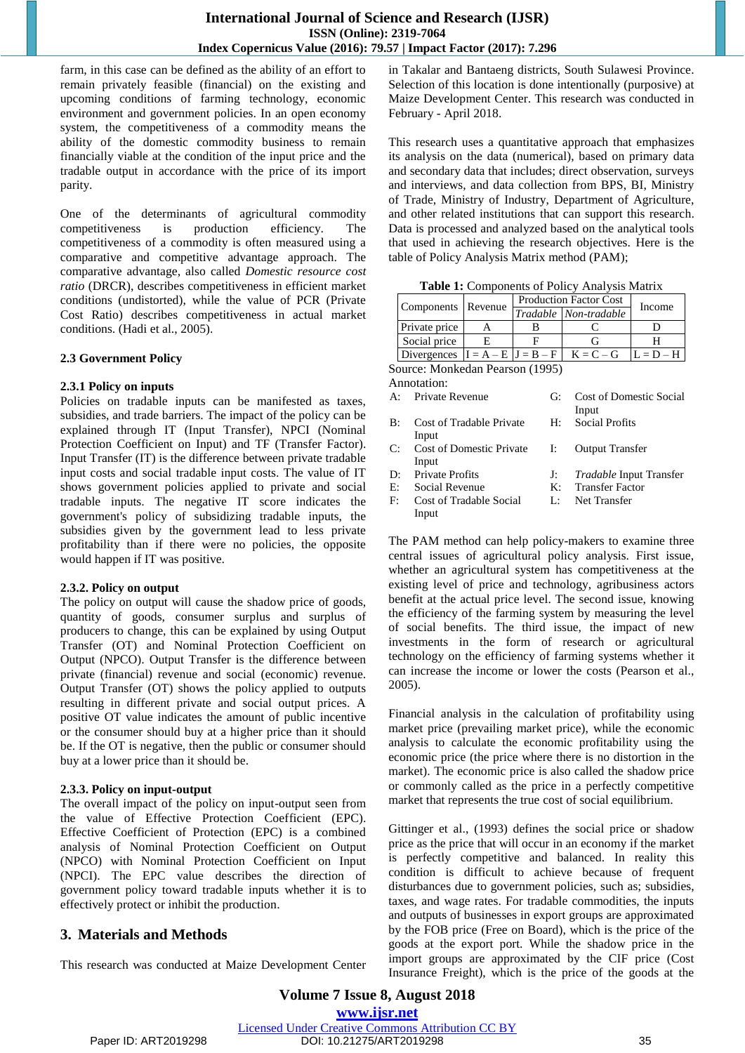farm, in this case can be defined as the ability of an effort to remain privately feasible (financial) on the existing and upcoming conditions of farming technology, economic environment and government policies. In an open economy system, the competitiveness of a commodity means the ability of the domestic commodity business to remain financially viable at the condition of the input price and the tradable output in accordance with the price of its import parity.

One of the determinants of agricultural commodity competitiveness is production efficiency. The competitiveness of a commodity is often measured using a comparative and competitive advantage approach. The comparative advantage, also called *Domestic resource cost ratio* (DRCR), describes competitiveness in efficient market conditions (undistorted), while the value of PCR (Private Cost Ratio) describes competitiveness in actual market conditions. (Hadi et al., 2005).

### 2.3 Government Policy

#### 2.3.1 Policy on inputs

Policies on tradable inputs can be manifested as taxes, subsidies, and trade barriers. The impact of the policy can be explained through IT (Input Transfer), NPCI (Nominal Protection Coefficient on Input) and TF (Transfer Factor). Input Transfer (IT) is the difference between private tradable input costs and social tradable input costs. The value of IT shows government policies applied to private and social tradable inputs. The negative IT score indicates the government's policy of subsidizing tradable inputs, the subsidies given by the government lead to less private profitability than if there were no policies, the opposite would happen if IT was positive.

#### 2.3.2. Policy on output

The policy on output will cause the shadow price of goods, quantity of goods, consumer surplus and surplus of producers to change, this can be explained by using Output Transfer (OT) and Nominal Protection Coefficient on Output (NPCO). Output Transfer is the difference between private (financial) revenue and social (economic) revenue. Output Transfer (OT) shows the policy applied to outputs resulting in different private and social output prices. A positive OT value indicates the amount of public incentive or the consumer should buy at a higher price than it should be. If the OT is negative, then the public or consumer should buy at a lower price than it should be.

#### 2.3.3. Policy on input-output

The overall impact of the policy on input-output seen from the value of Effective Protection Coefficient (EPC). Effective Coefficient of Protection (EPC) is a combined analysis of Nominal Protection Coefficient on Output (NPCO) with Nominal Protection Coefficient on Input (NPCI). The EPC value describes the direction of government policy toward tradable inputs whether it is to effectively protect or inhibit the production.

## 3. Materials and Methods

This research was conducted at Maize Development Center in Takalar and Bantaeng districts, South Sulawesi Province. Selection of this location is done intentionally (purposive) at Maize Development Center. This research was conducted in February - April 2018.

This research uses a quantitative approach that emphasizes its analysis on the data (numerical), based on primary data and secondary data that includes; direct observation, surveys and interviews, and data collection from BPS, BI, Ministry of Trade, Ministry of Industry, Department of Agriculture, and other related institutions that can support this research. Data is processed and analyzed based on the analytical tools that used in achieving the research objectives. Here is the table of Policy Analysis Matrix method (PAM);

**Table 1:** Components of Policy Analysis Matrix

| Components | Revenue | Production Factor Cost | | Income |
|---|---|---|---|---|
| | | *Tradable* | *Non-tradable* | |
| Private price | A | B | C | D |
| Social price | E | F | G | H |
| Divergences | I = A – E | J = B – F | K = C – G | L = D – H |

Source: Monkedan Pearson (1995)

Annotation:

A: Private Revenue
B: Cost of Tradable Private Input
C: Cost of Domestic Private Input
D: Private Profits
E: Social Revenue
F: Cost of Tradable Social Input
G: Cost of Domestic Social Input
H: Social Profits
I: Output Transfer
J: *Tradable* Input Transfer
K: Transfer Factor
L: Net Transfer

The PAM method can help policy-makers to examine three central issues of agricultural policy analysis. First issue, whether an agricultural system has competitiveness at the existing level of price and technology, agribusiness actors benefit at the actual price level. The second issue, knowing the efficiency of the farming system by measuring the level of social benefits. The third issue, the impact of new investments in the form of research or agricultural technology on the efficiency of farming systems whether it can increase the income or lower the costs (Pearson et al., 2005).

Financial analysis in the calculation of profitability using market price (prevailing market price), while the economic analysis to calculate the economic profitability using the economic price (the price where there is no distortion in the market). The economic price is also called the shadow price or commonly called as the price in a perfectly competitive market that represents the true cost of social equilibrium.

Gittinger et al., (1993) defines the social price or shadow price as the price that will occur in an economy if the market is perfectly competitive and balanced. In reality this condition is difficult to achieve because of frequent disturbances due to government policies, such as; subsidies, taxes, and wage rates. For tradable commodities, the inputs and outputs of businesses in export groups are approximated by the FOB price (Free on Board), which is the price of the goods at the export port. While the shadow price in the import groups are approximated by the CIF price (Cost Insurance Freight), which is the price of the goods at the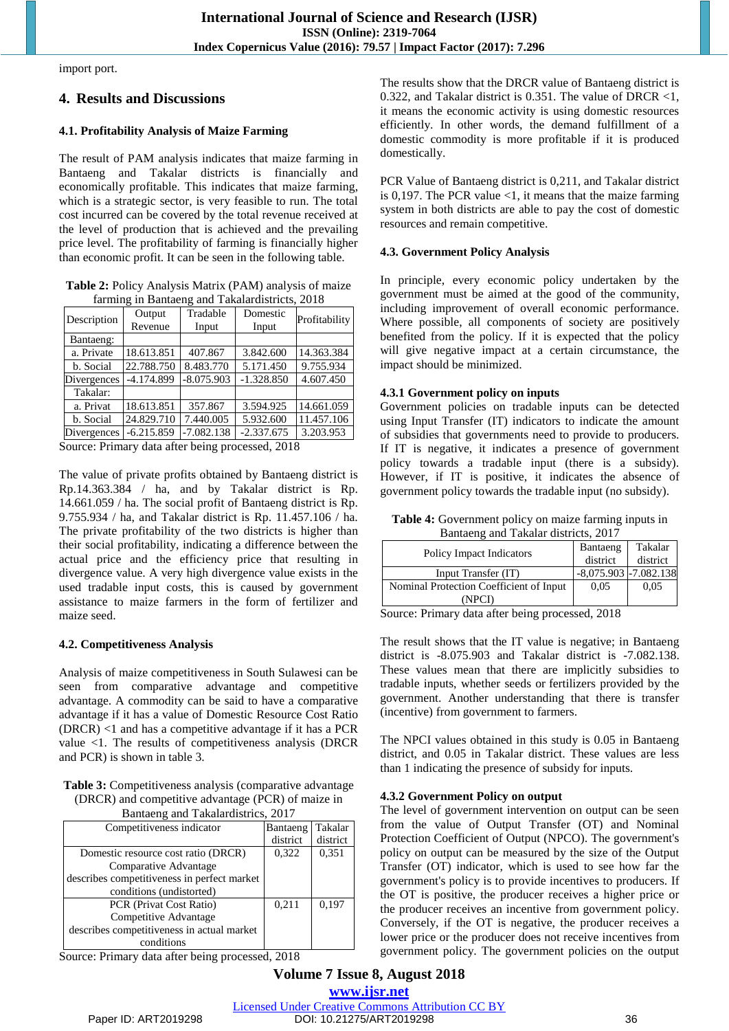import port.

## 4. Results and Discussions

### 4.1. Profitability Analysis of Maize Farming

The result of PAM analysis indicates that maize farming in Bantaeng and Takalar districts is financially and economically profitable. This indicates that maize farming, which is a strategic sector, is very feasible to run. The total cost incurred can be covered by the total revenue received at the level of production that is achieved and the prevailing price level. The profitability of farming is financially higher than economic profit. It can be seen in the following table.

**Table 2:** Policy Analysis Matrix (PAM) analysis of maize farming in Bantaeng and Takalardistricts, 2018

| Description | Output Revenue | Tradable Input | Domestic Input | Profitability |
|---|---|---|---|---|
| Bantaeng: | | | | |
| a. Private | 18.613.851 | 407.867 | 3.842.600 | 14.363.384 |
| b. Social | 22.788.750 | 8.483.770 | 5.171.450 | 9.755.934 |
| Divergences | -4.174.899 | -8.075.903 | -1.328.850 | 4.607.450 |
| Takalar: | | | | |
| a. Privat | 18.613.851 | 357.867 | 3.594.925 | 14.661.059 |
| b. Social | 24.829.710 | 7.440.005 | 5.932.600 | 11.457.106 |
| Divergences | -6.215.859 | -7.082.138 | -2.337.675 | 3.203.953 |

Source: Primary data after being processed, 2018

The value of private profits obtained by Bantaeng district is Rp.14.363.384 / ha, and by Takalar district is Rp. 14.661.059 / ha. The social profit of Bantaeng district is Rp. 9.755.934 / ha, and Takalar district is Rp. 11.457.106 / ha. The private profitability of the two districts is higher than their social profitability, indicating a difference between the actual price and the efficiency price that resulting in divergence value. A very high divergence value exists in the used tradable input costs, this is caused by government assistance to maize farmers in the form of fertilizer and maize seed.

### 4.2. Competitiveness Analysis

Analysis of maize competitiveness in South Sulawesi can be seen from comparative advantage and competitive advantage. A commodity can be said to have a comparative advantage if it has a value of Domestic Resource Cost Ratio (DRCR) <1 and has a competitive advantage if it has a PCR value <1. The results of competitiveness analysis (DRCR and PCR) is shown in table 3.

**Table 3:** Competitiveness analysis (comparative advantage (DRCR) and competitive advantage (PCR) of maize in Bantaeng and Takalardistrics, 2017

| Competitiveness indicator | Bantaeng district | Takalar district |
|---|---|---|
| Domestic resource cost ratio (DRCR) Comparative Advantage describes competitiveness in perfect market conditions (undistorted) | 0,322 | 0,351 |
| PCR (Privat Cost Ratio) Competitive Advantage describes competitiveness in actual market conditions | 0,211 | 0,197 |

Source: Primary data after being processed, 2018

The results show that the DRCR value of Bantaeng district is 0.322, and Takalar district is 0.351. The value of DRCR <1, it means the economic activity is using domestic resources efficiently. In other words, the demand fulfillment of a domestic commodity is more profitable if it is produced domestically.

PCR Value of Bantaeng district is 0,211, and Takalar district is 0,197. The PCR value <1, it means that the maize farming system in both districts are able to pay the cost of domestic resources and remain competitive.

### 4.3. Government Policy Analysis

In principle, every economic policy undertaken by the government must be aimed at the good of the community, including improvement of overall economic performance. Where possible, all components of society are positively benefited from the policy. If it is expected that the policy will give negative impact at a certain circumstance, the impact should be minimized.

#### 4.3.1 Government policy on inputs

Government policies on tradable inputs can be detected using Input Transfer (IT) indicators to indicate the amount of subsidies that governments need to provide to producers. If IT is negative, it indicates a presence of government policy towards a tradable input (there is a subsidy). However, if IT is positive, it indicates the absence of government policy towards the tradable input (no subsidy).

**Table 4:** Government policy on maize farming inputs in Bantaeng and Takalar districts, 2017

| Policy Impact Indicators | Bantaeng district | Takalar district |
|---|---|---|
| Input Transfer (IT) | -8,075.903 | -7.082.138 |
| Nominal Protection Coefficient of Input (NPCI) | 0,05 | 0,05 |

Source: Primary data after being processed, 2018

The result shows that the IT value is negative; in Bantaeng district is -8.075.903 and Takalar district is -7.082.138. These values mean that there are implicitly subsidies to tradable inputs, whether seeds or fertilizers provided by the government. Another understanding that there is transfer (incentive) from government to farmers.

The NPCI values obtained in this study is 0.05 in Bantaeng district, and 0.05 in Takalar district. These values are less than 1 indicating the presence of subsidy for inputs.

#### 4.3.2 Government Policy on output

The level of government intervention on output can be seen from the value of Output Transfer (OT) and Nominal Protection Coefficient of Output (NPCO). The government's policy on output can be measured by the size of the Output Transfer (OT) indicator, which is used to see how far the government's policy is to provide incentives to producers. If the OT is positive, the producer receives a higher price or the producer receives an incentive from government policy. Conversely, if the OT is negative, the producer receives a lower price or the producer does not receive incentives from government policy. The government policies on the output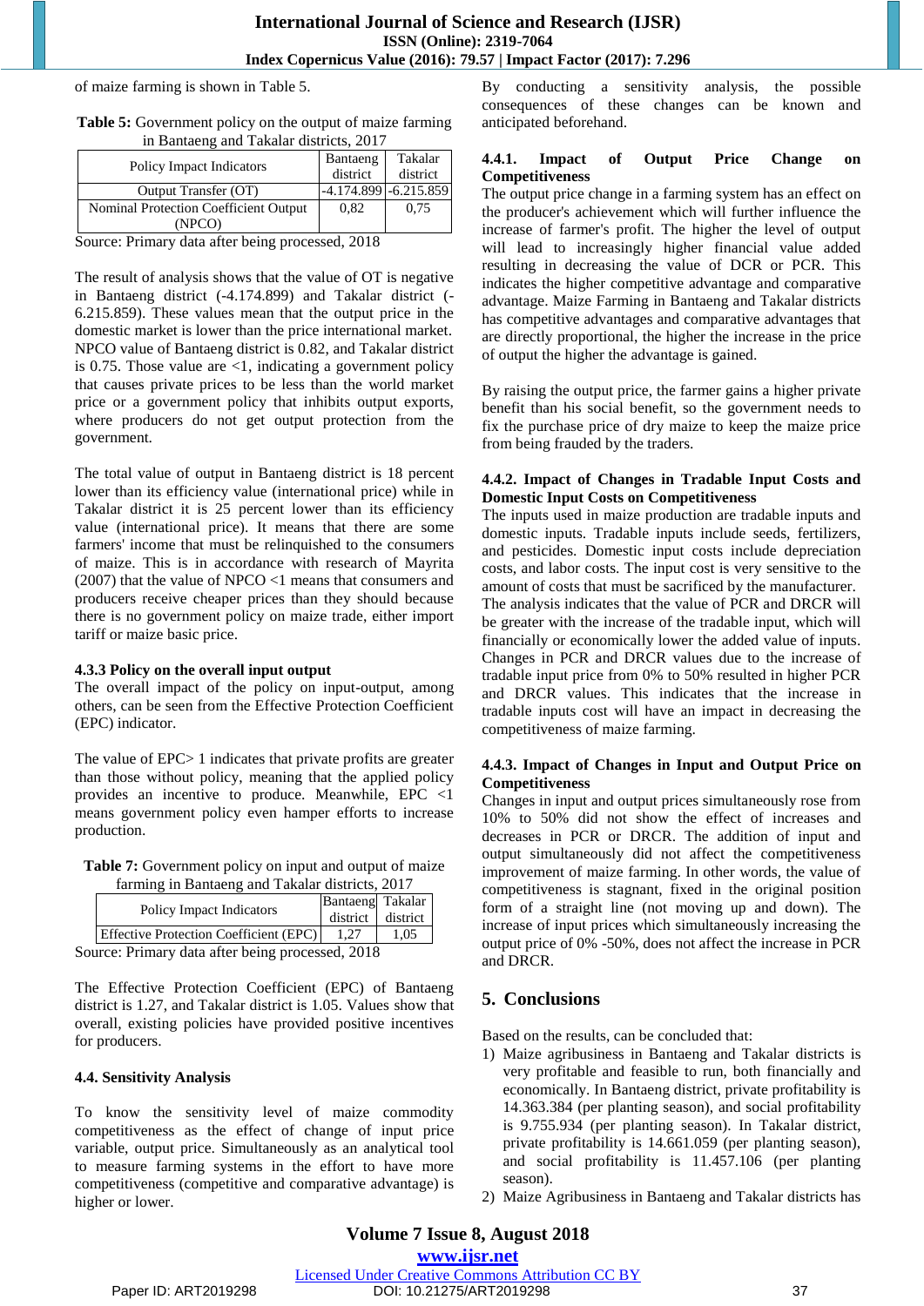of maize farming is shown in Table 5.

**Table 5:** Government policy on the output of maize farming in Bantaeng and Takalar districts, 2017

| Policy Impact Indicators | Bantaeng district | Takalar district |
|---|---|---|
| Output Transfer (OT) | -4.174.899 | -6.215.859 |
| Nominal Protection Coefficient Output (NPCO) | 0,82 | 0,75 |

Source: Primary data after being processed, 2018

The result of analysis shows that the value of OT is negative in Bantaeng district (-4.174.899) and Takalar district (-6.215.859). These values mean that the output price in the domestic market is lower than the price international market. NPCO value of Bantaeng district is 0.82, and Takalar district is 0.75. Those value are <1, indicating a government policy that causes private prices to be less than the world market price or a government policy that inhibits output exports, where producers do not get output protection from the government.

The total value of output in Bantaeng district is 18 percent lower than its efficiency value (international price) while in Takalar district it is 25 percent lower than its efficiency value (international price). It means that there are some farmers' income that must be relinquished to the consumers of maize. This is in accordance with research of Mayrita (2007) that the value of NPCO <1 means that consumers and producers receive cheaper prices than they should because there is no government policy on maize trade, either import tariff or maize basic price.

### 4.3.3 Policy on the overall input output

The overall impact of the policy on input-output, among others, can be seen from the Effective Protection Coefficient (EPC) indicator.

The value of EPC> 1 indicates that private profits are greater than those without policy, meaning that the applied policy provides an incentive to produce. Meanwhile, EPC <1 means government policy even hamper efforts to increase production.

**Table 7:** Government policy on input and output of maize farming in Bantaeng and Takalar districts, 2017

| Policy Impact Indicators | Bantaeng district | Takalar district |
|---|---|---|
| Effective Protection Coefficient (EPC) | 1,27 | 1,05 |

Source: Primary data after being processed, 2018

The Effective Protection Coefficient (EPC) of Bantaeng district is 1.27, and Takalar district is 1.05. Values show that overall, existing policies have provided positive incentives for producers.

### 4.4. Sensitivity Analysis

To know the sensitivity level of maize commodity competitiveness as the effect of change of input price variable, output price. Simultaneously as an analytical tool to measure farming systems in the effort to have more competitiveness (competitive and comparative advantage) is higher or lower.

By conducting a sensitivity analysis, the possible consequences of these changes can be known and anticipated beforehand.

### 4.4.1. Impact of Output Price Change on Competitiveness

The output price change in a farming system has an effect on the producer's achievement which will further influence the increase of farmer's profit. The higher the level of output will lead to increasingly higher financial value added resulting in decreasing the value of DCR or PCR. This indicates the higher competitive advantage and comparative advantage. Maize Farming in Bantaeng and Takalar districts has competitive advantages and comparative advantages that are directly proportional, the higher the increase in the price of output the higher the advantage is gained.

By raising the output price, the farmer gains a higher private benefit than his social benefit, so the government needs to fix the purchase price of dry maize to keep the maize price from being frauded by the traders.

### 4.4.2. Impact of Changes in Tradable Input Costs and Domestic Input Costs on Competitiveness

The inputs used in maize production are tradable inputs and domestic inputs. Tradable inputs include seeds, fertilizers, and pesticides. Domestic input costs include depreciation costs, and labor costs. The input cost is very sensitive to the amount of costs that must be sacrificed by the manufacturer. The analysis indicates that the value of PCR and DRCR will be greater with the increase of the tradable input, which will financially or economically lower the added value of inputs. Changes in PCR and DRCR values due to the increase of tradable input price from 0% to 50% resulted in higher PCR and DRCR values. This indicates that the increase in tradable inputs cost will have an impact in decreasing the competitiveness of maize farming.

### 4.4.3. Impact of Changes in Input and Output Price on Competitiveness

Changes in input and output prices simultaneously rose from 10% to 50% did not show the effect of increases and decreases in PCR or DRCR. The addition of input and output simultaneously did not affect the competitiveness improvement of maize farming. In other words, the value of competitiveness is stagnant, fixed in the original position form of a straight line (not moving up and down). The increase of input prices which simultaneously increasing the output price of 0% -50%, does not affect the increase in PCR and DRCR.

## 5. Conclusions

Based on the results, can be concluded that:

1) Maize agribusiness in Bantaeng and Takalar districts is very profitable and feasible to run, both financially and economically. In Bantaeng district, private profitability is 14.363.384 (per planting season), and social profitability is 9.755.934 (per planting season). In Takalar district, private profitability is 14.661.059 (per planting season), and social profitability is 11.457.106 (per planting season).
2) Maize Agribusiness in Bantaeng and Takalar districts has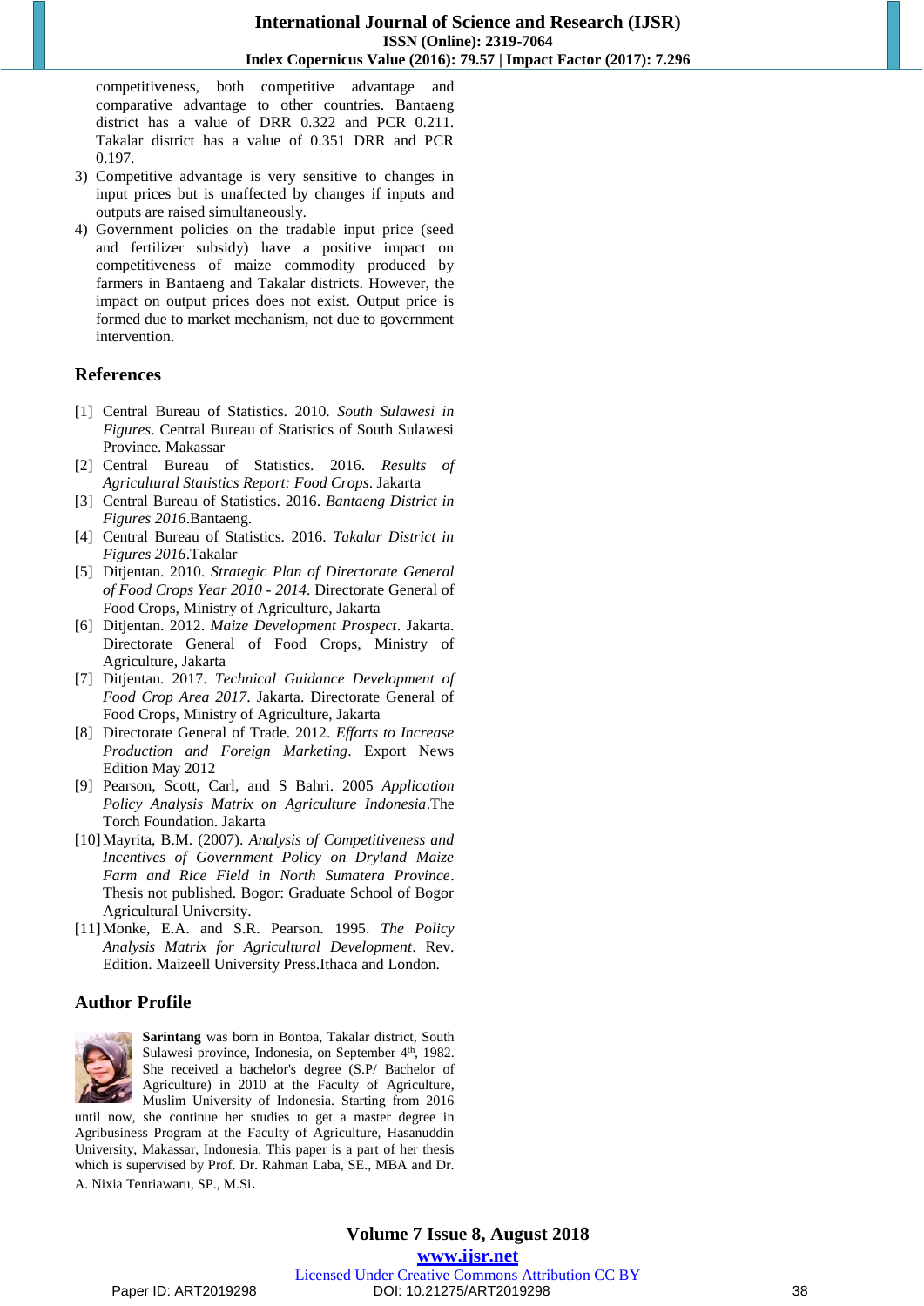competitiveness, both competitive advantage and comparative advantage to other countries. Bantaeng district has a value of DRR 0.322 and PCR 0.211. Takalar district has a value of 0.351 DRR and PCR 0.197.

3) Competitive advantage is very sensitive to changes in input prices but is unaffected by changes if inputs and outputs are raised simultaneously.
4) Government policies on the tradable input price (seed and fertilizer subsidy) have a positive impact on competitiveness of maize commodity produced by farmers in Bantaeng and Takalar districts. However, the impact on output prices does not exist. Output price is formed due to market mechanism, not due to government intervention.

## References

[1] Central Bureau of Statistics. 2010. *South Sulawesi in Figures*. Central Bureau of Statistics of South Sulawesi Province. Makassar

[2] Central Bureau of Statistics. 2016. *Results of Agricultural Statistics Report: Food Crops*. Jakarta

[3] Central Bureau of Statistics. 2016. *Bantaeng District in Figures 2016*.Bantaeng.

[4] Central Bureau of Statistics. 2016. *Takalar District in Figures 2016*.Takalar

[5] Ditjentan. 2010. *Strategic Plan of Directorate General of Food Crops Year 2010 - 2014*. Directorate General of Food Crops, Ministry of Agriculture, Jakarta

[6] Ditjentan. 2012. *Maize Development Prospect*. Jakarta. Directorate General of Food Crops, Ministry of Agriculture, Jakarta

[7] Ditjentan. 2017. *Technical Guidance Development of Food Crop Area 2017*. Jakarta. Directorate General of Food Crops, Ministry of Agriculture, Jakarta

[8] Directorate General of Trade. 2012. *Efforts to Increase Production and Foreign Marketing*. Export News Edition May 2012

[9] Pearson, Scott, Carl, and S Bahri. 2005 *Application Policy Analysis Matrix on Agriculture Indonesia*.The Torch Foundation. Jakarta

[10] Mayrita, B.M. (2007). *Analysis of Competitiveness and Incentives of Government Policy on Dryland Maize Farm and Rice Field in North Sumatera Province*. Thesis not published. Bogor: Graduate School of Bogor Agricultural University.

[11] Monke, E.A. and S.R. Pearson. 1995. *The Policy Analysis Matrix for Agricultural Development*. Rev. Edition. Maizeell University Press.Ithaca and London.

## Author Profile

**Sarintang** was born in Bontoa, Takalar district, South Sulawesi province, Indonesia, on September 4th, 1982. She received a bachelor's degree (S.P/ Bachelor of Agriculture) in 2010 at the Faculty of Agriculture, Muslim University of Indonesia. Starting from 2016 until now, she continue her studies to get a master degree in Agribusiness Program at the Faculty of Agriculture, Hasanuddin University, Makassar, Indonesia. This paper is a part of her thesis which is supervised by Prof. Dr. Rahman Laba, SE., MBA and Dr. A. Nixia Tenriawaru, SP., M.Si.